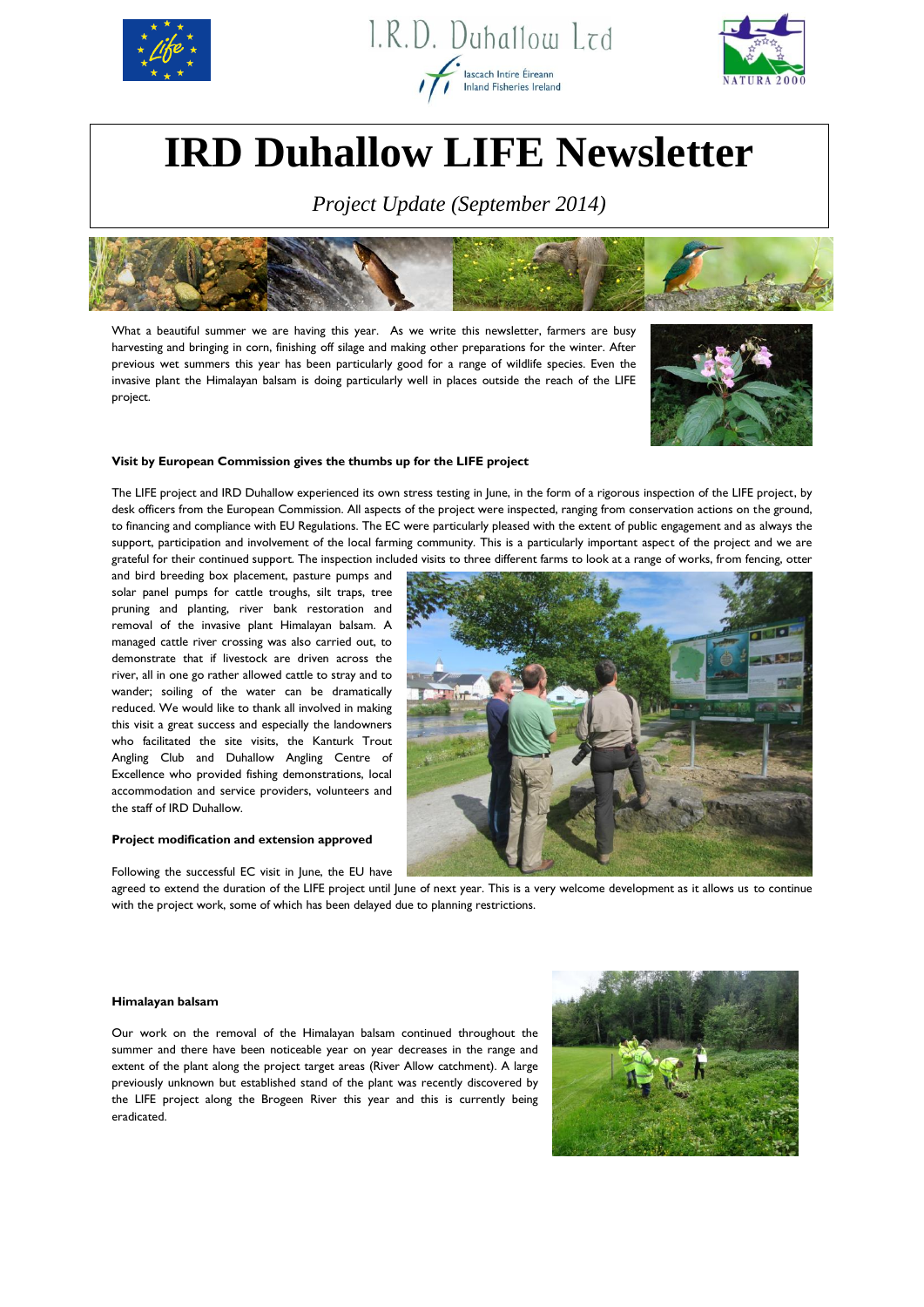I.R.D. Duhallow Ltd

Iascach Intíre Éireann
Inland Fisheries Ireland

NATURA 2000

# IRD Duhallow LIFE Newsletter

*Project Update (September 2014)*

What a beautiful summer we are having this year. As we write this newsletter, farmers are busy harvesting and bringing in corn, finishing off silage and making other preparations for the winter. After previous wet summers this year has been particularly good for a range of wildlife species. Even the invasive plant the Himalayan balsam is doing particularly well in places outside the reach of the LIFE project.

**Visit by European Commission gives the thumbs up for the LIFE project**

The LIFE project and IRD Duhallow experienced its own stress testing in June, in the form of a rigorous inspection of the LIFE project, by desk officers from the European Commission. All aspects of the project were inspected, ranging from conservation actions on the ground, to financing and compliance with EU Regulations. The EC were particularly pleased with the extent of public engagement and as always the support, participation and involvement of the local farming community. This is a particularly important aspect of the project and we are grateful for their continued support. The inspection included visits to three different farms to look at a range of works, from fencing, otter and bird breeding box placement, pasture pumps and solar panel pumps for cattle troughs, silt traps, tree pruning and planting, river bank restoration and removal of the invasive plant Himalayan balsam. A managed cattle river crossing was also carried out, to demonstrate that if livestock are driven across the river, all in one go rather allowed cattle to stray and to wander; soiling of the water can be dramatically reduced. We would like to thank all involved in making this visit a great success and especially the landowners who facilitated the site visits, the Kanturk Trout Angling Club and Duhallow Angling Centre of Excellence who provided fishing demonstrations, local accommodation and service providers, volunteers and the staff of IRD Duhallow.

**Project modification and extension approved**

Following the successful EC visit in June, the EU have agreed to extend the duration of the LIFE project until June of next year. This is a very welcome development as it allows us to continue with the project work, some of which has been delayed due to planning restrictions.

**Himalayan balsam**

Our work on the removal of the Himalayan balsam continued throughout the summer and there have been noticeable year on year decreases in the range and extent of the plant along the project target areas (River Allow catchment). A large previously unknown but established stand of the plant was recently discovered by the LIFE project along the Brogeen River this year and this is currently being eradicated.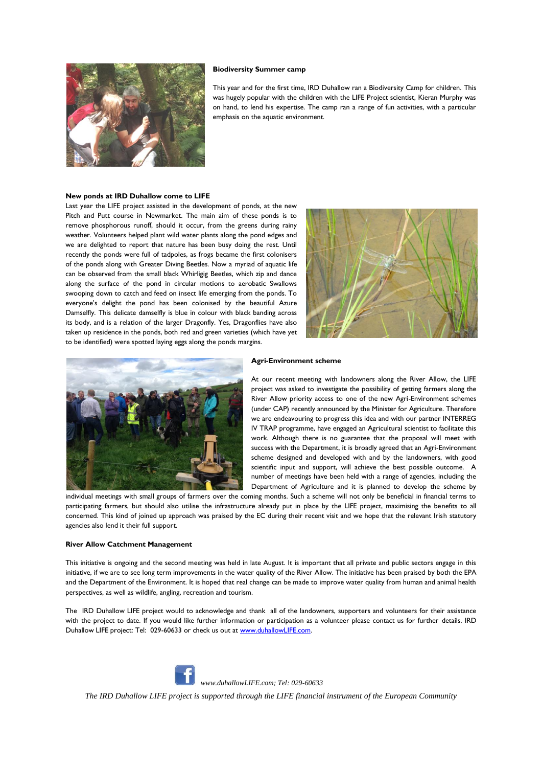### Biodiversity Summer camp

This year and for the first time, IRD Duhallow ran a Biodiversity Camp for children. This was hugely popular with the children with the LIFE Project scientist, Kieran Murphy was on hand, to lend his expertise. The camp ran a range of fun activities, with a particular emphasis on the aquatic environment.

### New ponds at IRD Duhallow come to LIFE

Last year the LIFE project assisted in the development of ponds, at the new Pitch and Putt course in Newmarket. The main aim of these ponds is to remove phosphorous runoff, should it occur, from the greens during rainy weather. Volunteers helped plant wild water plants along the pond edges and we are delighted to report that nature has been busy doing the rest. Until recently the ponds were full of tadpoles, as frogs became the first colonisers of the ponds along with Greater Diving Beetles. Now a myriad of aquatic life can be observed from the small black Whirligig Beetles, which zip and dance along the surface of the pond in circular motions to aerobatic Swallows swooping down to catch and feed on insect life emerging from the ponds. To everyone's delight the pond has been colonised by the beautiful Azure Damselfly. This delicate damselfly is blue in colour with black banding across its body, and is a relation of the larger Dragonfly. Yes, Dragonflies have also taken up residence in the ponds, both red and green varieties (which have yet to be identified) were spotted laying eggs along the ponds margins.

### Agri-Environment scheme

At our recent meeting with landowners along the River Allow, the LIFE project was asked to investigate the possibility of getting farmers along the River Allow priority access to one of the new Agri-Environment schemes (under CAP) recently announced by the Minister for Agriculture. Therefore we are endeavouring to progress this idea and with our partner INTERREG IV TRAP programme, have engaged an Agricultural scientist to facilitate this work. Although there is no guarantee that the proposal will meet with success with the Department, it is broadly agreed that an Agri-Environment scheme designed and developed with and by the landowners, with good scientific input and support, will achieve the best possible outcome. A number of meetings have been held with a range of agencies, including the Department of Agriculture and it is planned to develop the scheme by individual meetings with small groups of farmers over the coming months. Such a scheme will not only be beneficial in financial terms to participating farmers, but should also utilise the infrastructure already put in place by the LIFE project, maximising the benefits to all concerned. This kind of joined up approach was praised by the EC during their recent visit and we hope that the relevant Irish statutory agencies also lend it their full support.

### River Allow Catchment Management

This initiative is ongoing and the second meeting was held in late August. It is important that all private and public sectors engage in this initiative, if we are to see long term improvements in the water quality of the River Allow. The initiative has been praised by both the EPA and the Department of the Environment. It is hoped that real change can be made to improve water quality from human and animal health perspectives, as well as wildlife, angling, recreation and tourism.

The IRD Duhallow LIFE project would to acknowledge and thank all of the landowners, supporters and volunteers for their assistance with the project to date. If you would like further information or participation as a volunteer please contact us for further details. IRD Duhallow LIFE project: Tel: 029-60633 or check us out at www.duhallowLIFE.com.

*www.duhallowLIFE.com; Tel: 029-60633*

*The IRD Duhallow LIFE project is supported through the LIFE financial instrument of the European Community*